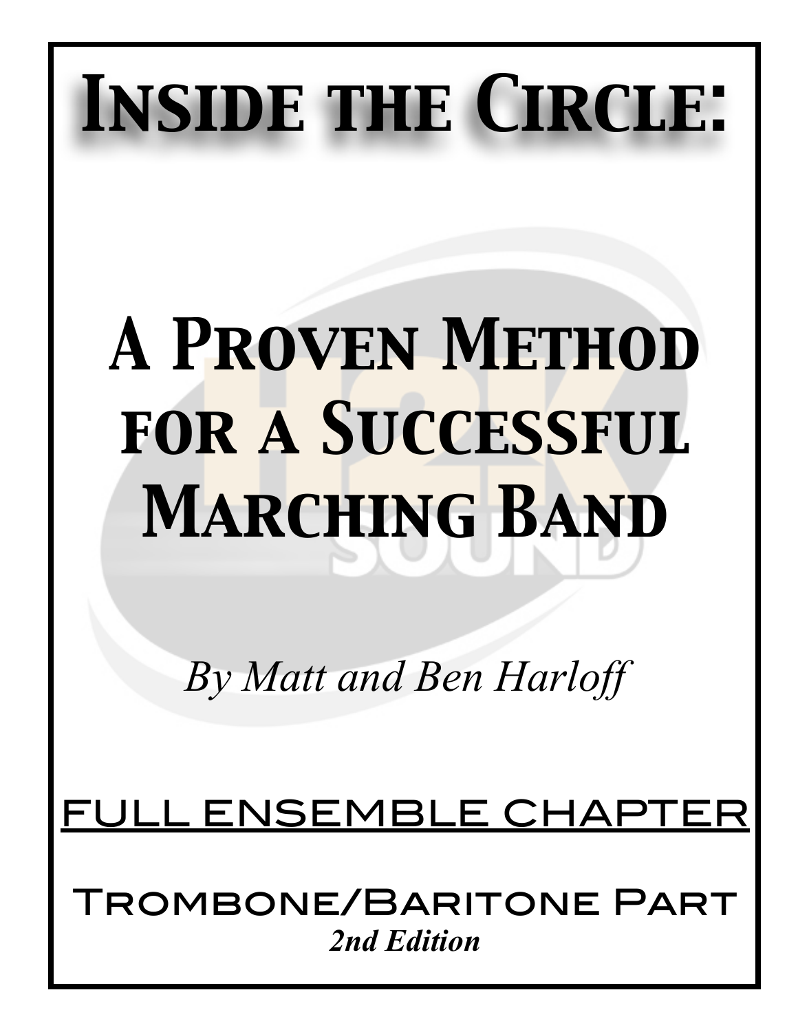# Inside the Circle:

# A Proven Method for a Successful Marching Band

*By Matt and Ben Harloff*

## FULL ENSEMBLE CHAPTER

## Trombone/Baritone Part

***2nd Edition***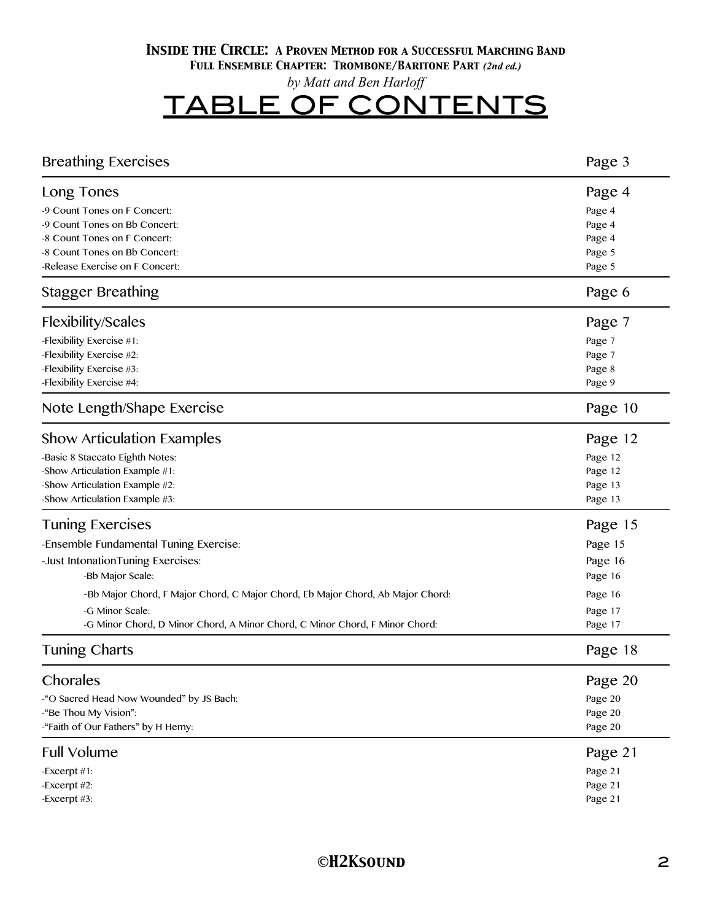**Inside the Circle: A Proven Method for a Successful Marching Band**
**Full Ensemble Chapter: Trombone/Baritone Part** *(2nd ed.)*
*by Matt and Ben Harloff*

# TABLE OF CONTENTS

| | |
|---|---|
| Breathing Exercises | Page 3 |
| Long Tones | Page 4 |
| -9 Count Tones on F Concert: | Page 4 |
| -9 Count Tones on Bb Concert: | Page 4 |
| -8 Count Tones on F Concert: | Page 4 |
| -8 Count Tones on Bb Concert: | Page 5 |
| -Release Exercise on F Concert: | Page 5 |
| Stagger Breathing | Page 6 |
| Flexibility/Scales | Page 7 |
| -Flexibility Exercise #1: | Page 7 |
| -Flexibility Exercise #2: | Page 7 |
| -Flexibility Exercise #3: | Page 8 |
| -Flexibility Exercise #4: | Page 9 |
| Note Length/Shape Exercise | Page 10 |
| Show Articulation Examples | Page 12 |
| -Basic 8 Staccato Eighth Notes: | Page 12 |
| -Show Articulation Example #1: | Page 12 |
| -Show Articulation Example #2: | Page 13 |
| -Show Articulation Example #3: | Page 13 |
| Tuning Exercises | Page 15 |
| -Ensemble Fundamental Tuning Exercise: | Page 15 |
| -Just IntonationTuning Exercises: | Page 16 |
| -Bb Major Scale: | Page 16 |
| -Bb Major Chord, F Major Chord, C Major Chord, Eb Major Chord, Ab Major Chord: | Page 16 |
| -G Minor Scale: | Page 17 |
| -G Minor Chord, D Minor Chord, A Minor Chord, C Minor Chord, F Minor Chord: | Page 17 |
| Tuning Charts | Page 18 |
| Chorales | Page 20 |
| -"O Sacred Head Now Wounded" by JS Bach: | Page 20 |
| -"Be Thou My Vision": | Page 20 |
| -"Faith of Our Fathers" by H Hemy: | Page 20 |
| Full Volume | Page 21 |
| -Excerpt #1: | Page 21 |
| -Excerpt #2: | Page 21 |
| -Excerpt #3: | Page 21 |

©H2Ksound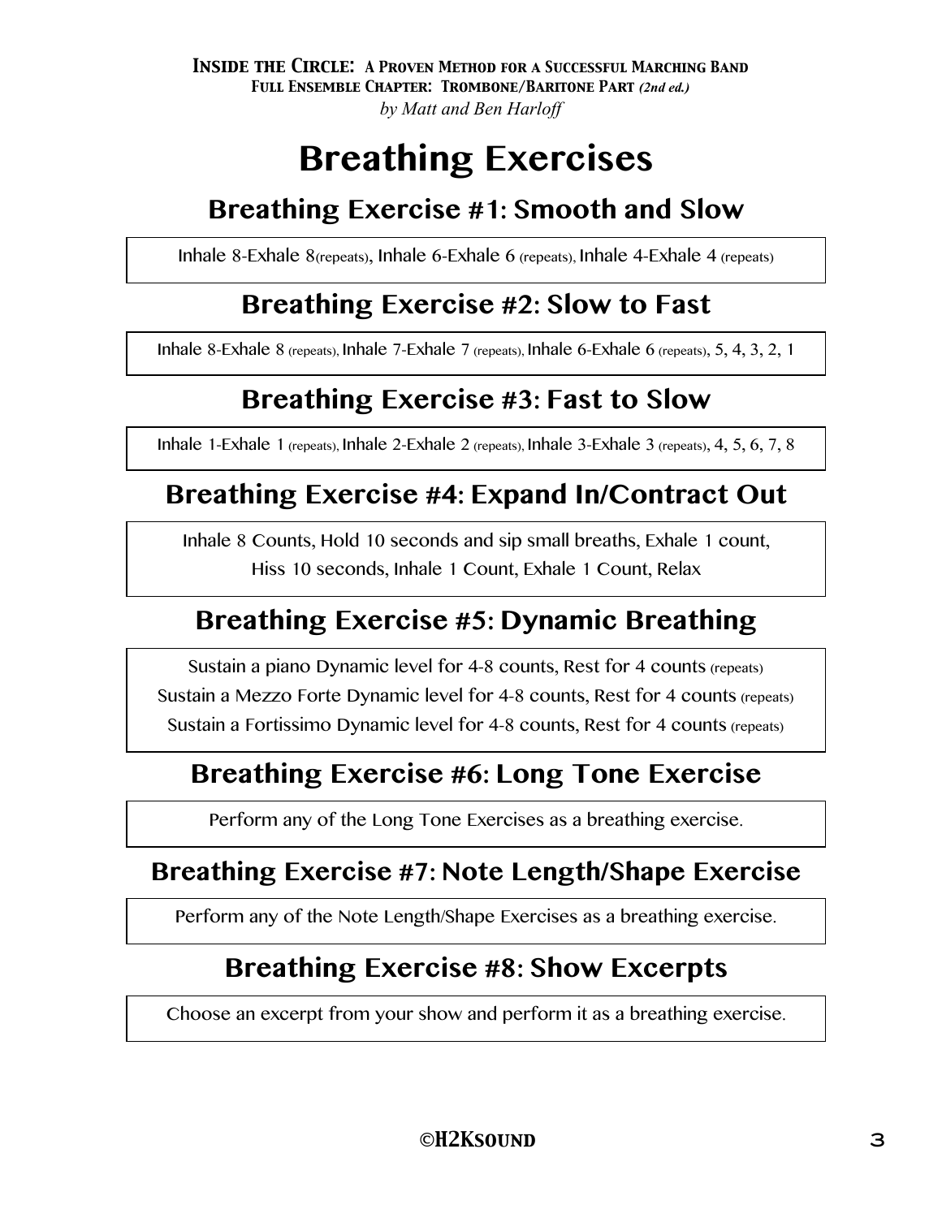# Breathing Exercises

## Breathing Exercise #1: Smooth and Slow

Inhale 8-Exhale 8(repeats), Inhale 6-Exhale 6 (repeats), Inhale 4-Exhale 4 (repeats)

## Breathing Exercise #2: Slow to Fast

Inhale 8-Exhale 8 (repeats), Inhale 7-Exhale 7 (repeats), Inhale 6-Exhale 6 (repeats), 5, 4, 3, 2, 1

## Breathing Exercise #3: Fast to Slow

Inhale 1-Exhale 1 (repeats), Inhale 2-Exhale 2 (repeats), Inhale 3-Exhale 3 (repeats), 4, 5, 6, 7, 8

## Breathing Exercise #4: Expand In/Contract Out

Inhale 8 Counts, Hold 10 seconds and sip small breaths, Exhale 1 count,
Hiss 10 seconds, Inhale 1 Count, Exhale 1 Count, Relax

## Breathing Exercise #5: Dynamic Breathing

Sustain a piano Dynamic level for 4-8 counts, Rest for 4 counts (repeats)
Sustain a Mezzo Forte Dynamic level for 4-8 counts, Rest for 4 counts (repeats)
Sustain a Fortissimo Dynamic level for 4-8 counts, Rest for 4 counts (repeats)

## Breathing Exercise #6: Long Tone Exercise

Perform any of the Long Tone Exercises as a breathing exercise.

## Breathing Exercise #7: Note Length/Shape Exercise

Perform any of the Note Length/Shape Exercises as a breathing exercise.

## Breathing Exercise #8: Show Excerpts

Choose an excerpt from your show and perform it as a breathing exercise.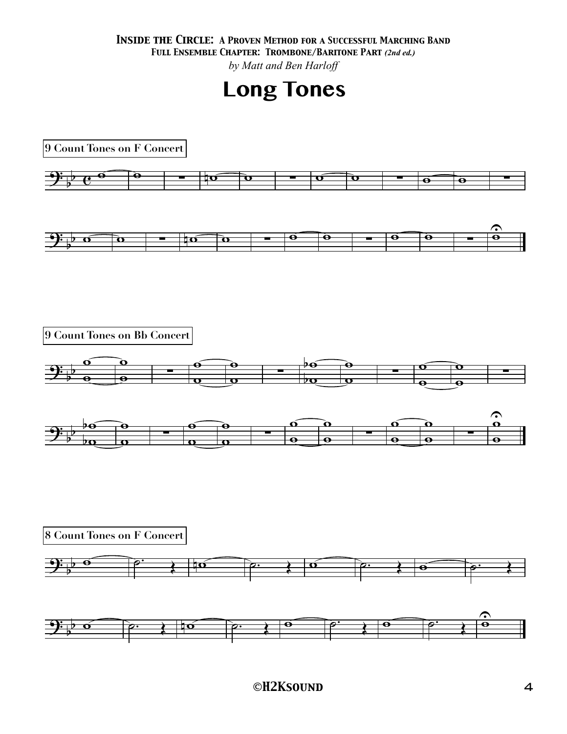# Long Tones

9 Count Tones on F Concert

9 Count Tones on Bb Concert

8 Count Tones on F Concert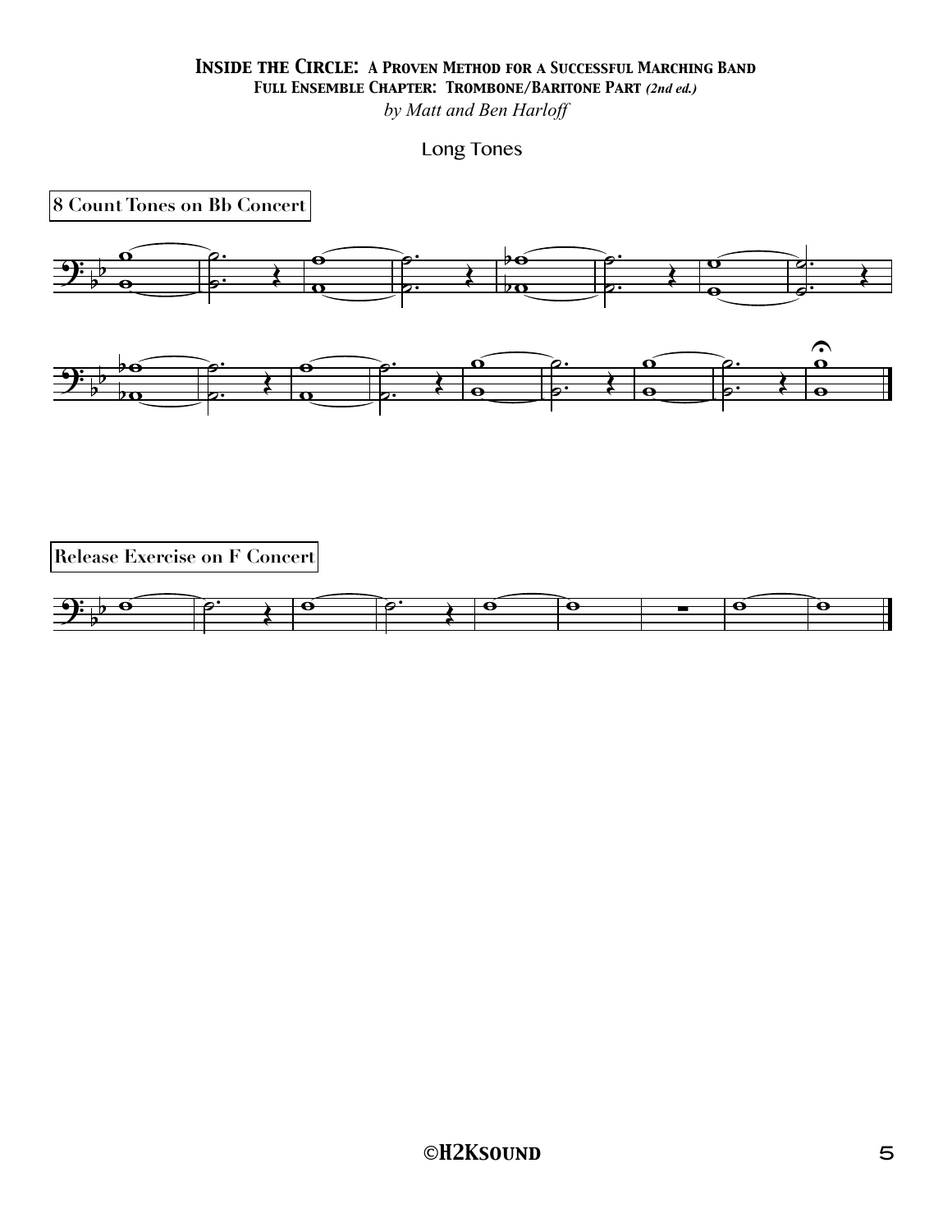# Inside the Circle: A Proven Method for a Successful Marching Band

## Full Ensemble Chapter: Trombone/Baritone Part *(2nd ed.)*

*by Matt and Ben Harloff*

Long Tones

**8 Count Tones on Bb Concert**

**Release Exercise on F Concert**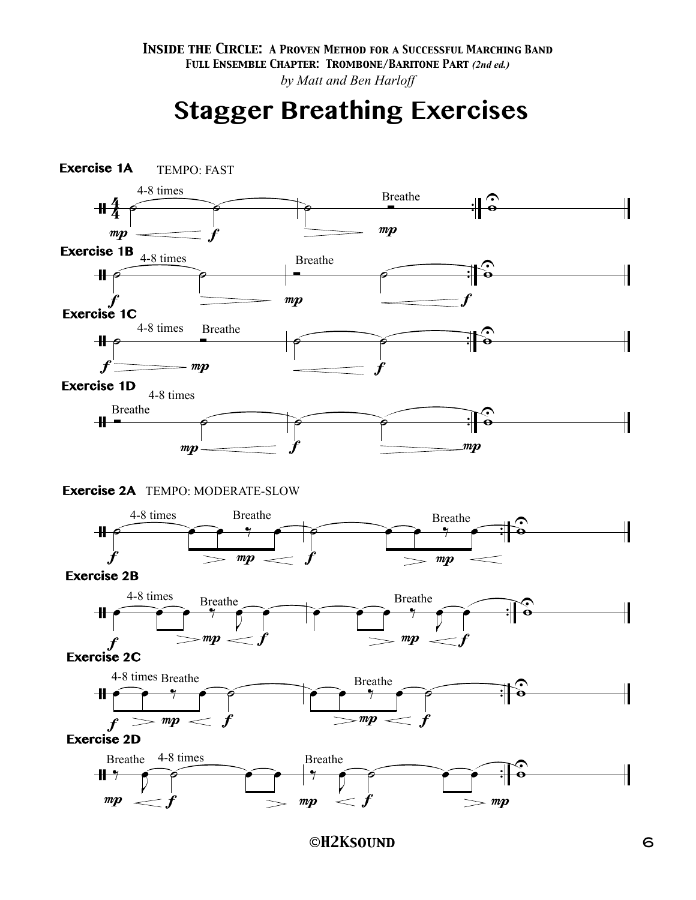# Stagger Breathing Exercises

**Exercise 1A** TEMPO: FAST

**Exercise 1B**

**Exercise 1C**

**Exercise 1D**

**Exercise 2A** TEMPO: MODERATE-SLOW

**Exercise 2B**

**Exercise 2C**

**Exercise 2D**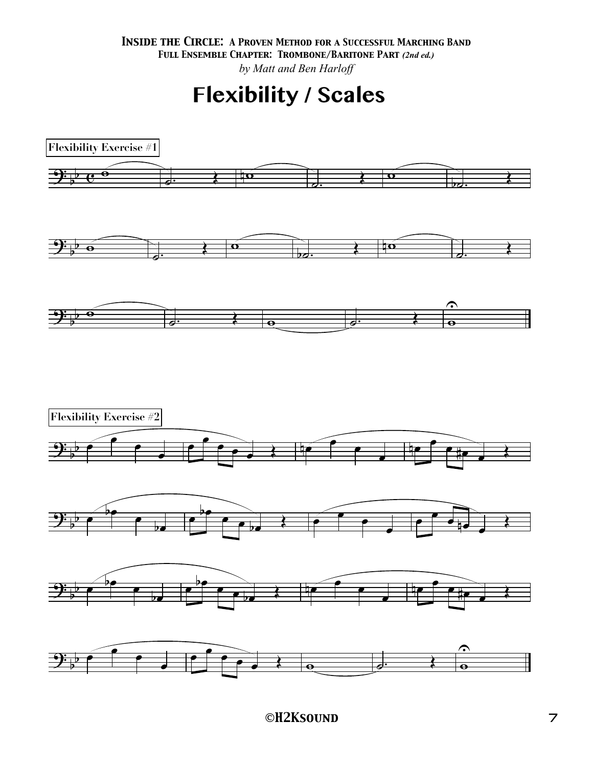# Flexibility / Scales

**Flexibility Exercise #1**

**Flexibility Exercise #2**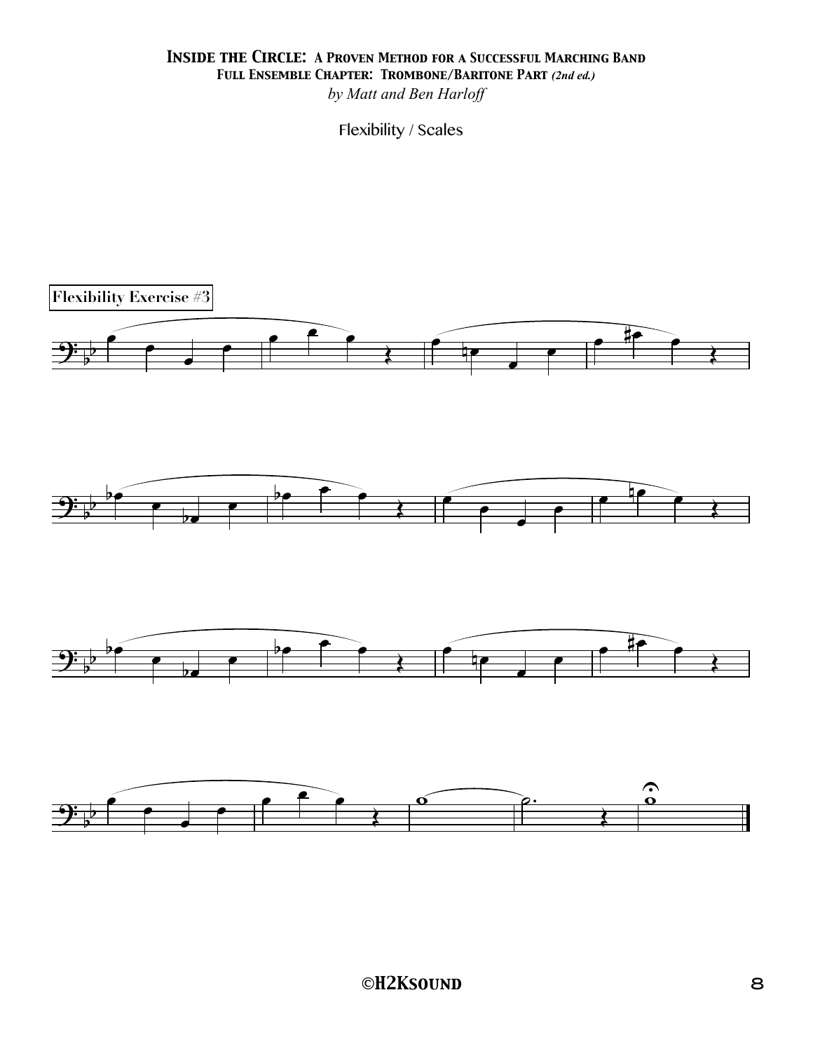**Inside the Circle: A Proven Method for a Successful Marching Band**
**Full Ensemble Chapter: Trombone/Baritone Part** *(2nd ed.)*
*by Matt and Ben Harloff*

Flexibility / Scales

**Flexibility Exercise #3**

©H2Ksound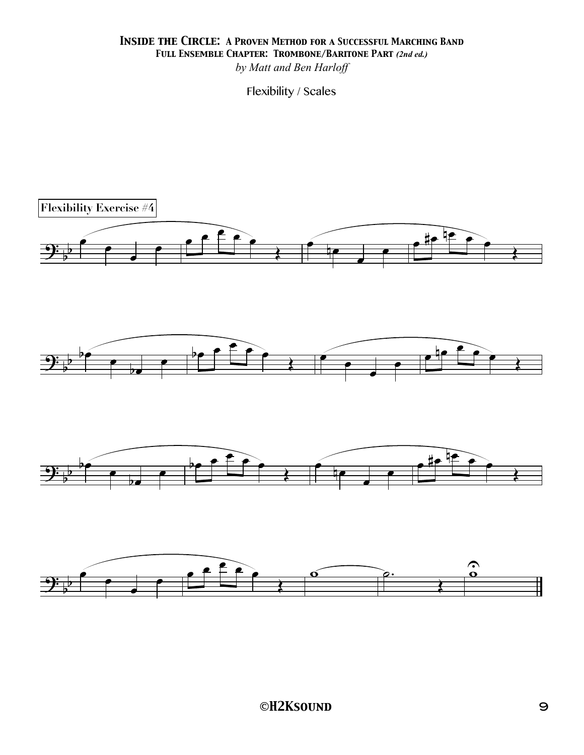**Inside the Circle: A Proven Method for a Successful Marching Band**
**Full Ensemble Chapter: Trombone/Baritone Part** *(2nd ed.)*
*by Matt and Ben Harloff*

Flexibility / Scales

**Flexibility Exercise #4**

©H2Ksound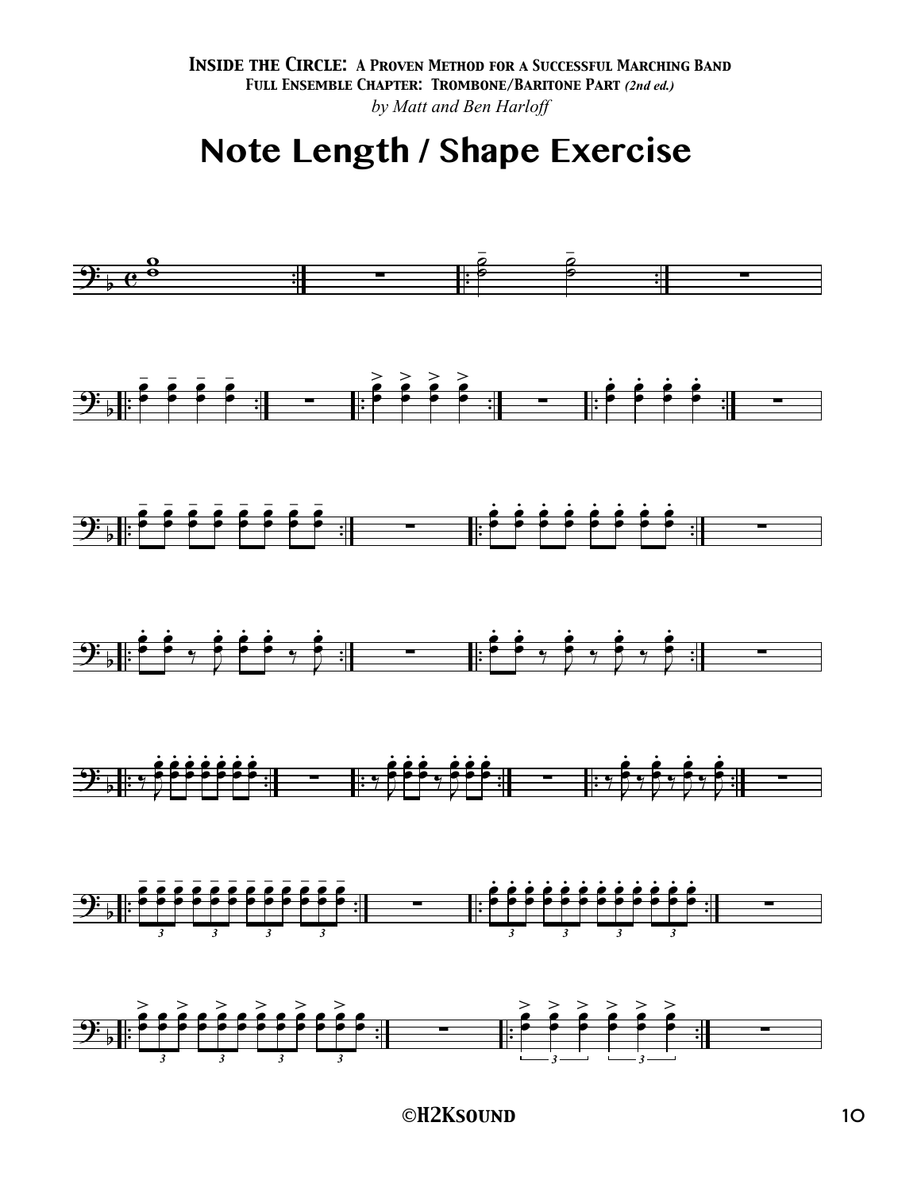**Inside the Circle: A Proven Method for a Successful Marching Band**
**Full Ensemble Chapter: Trombone/Baritone Part** ***(2nd ed.)***
*by Matt and Ben Harloff*

# Note Length / Shape Exercise

©H2Ksound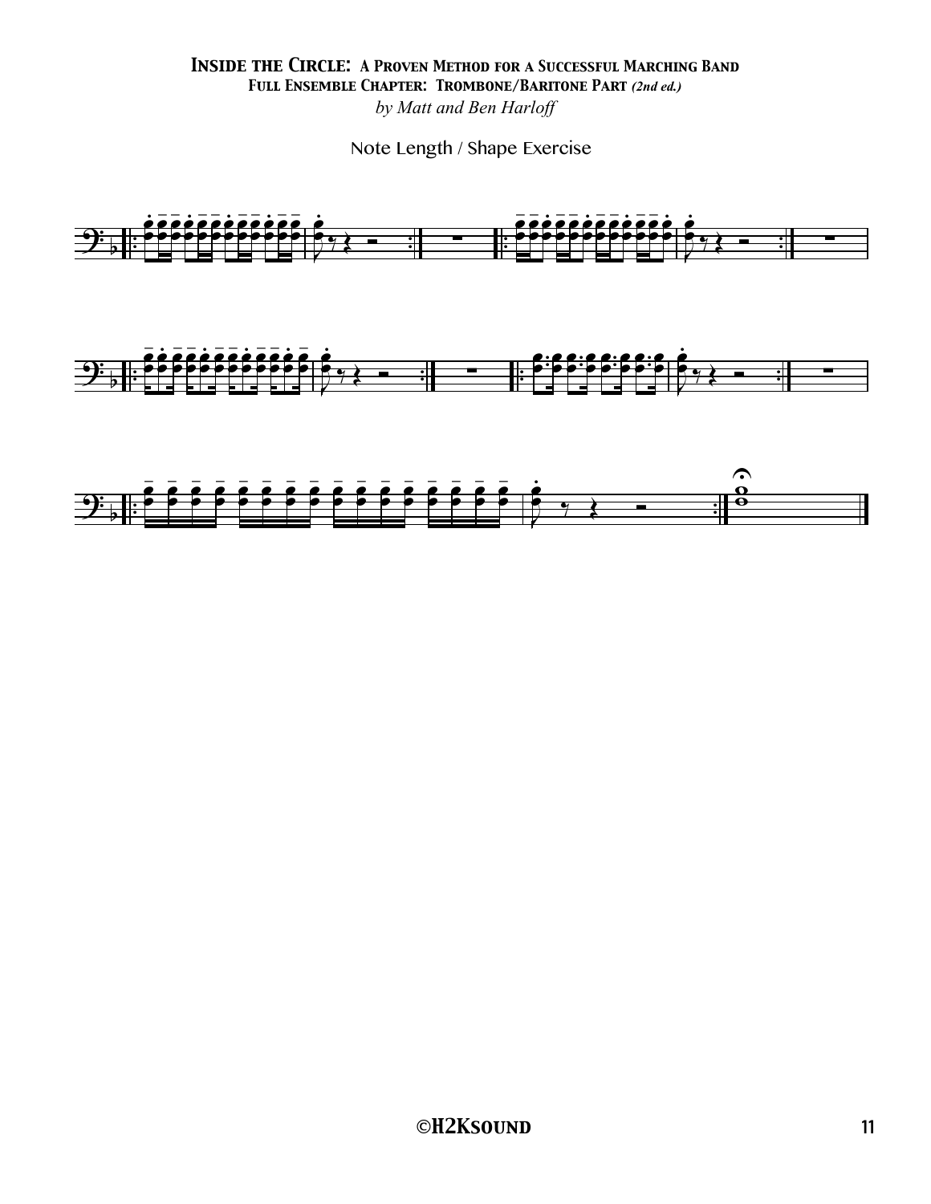# *Inside the Circle: A Proven Method for a Successful Marching Band*

### Full Ensemble Chapter: Trombone/Baritone Part *(2nd ed.)*

*by Matt and Ben Harloff*

Note Length / Shape Exercise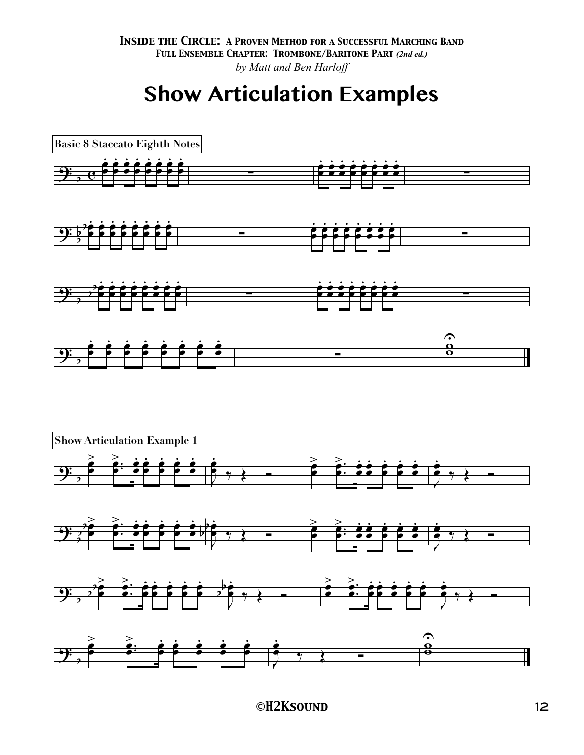# Show Articulation Examples

Basic 8 Staccato Eighth Notes

Show Articulation Example 1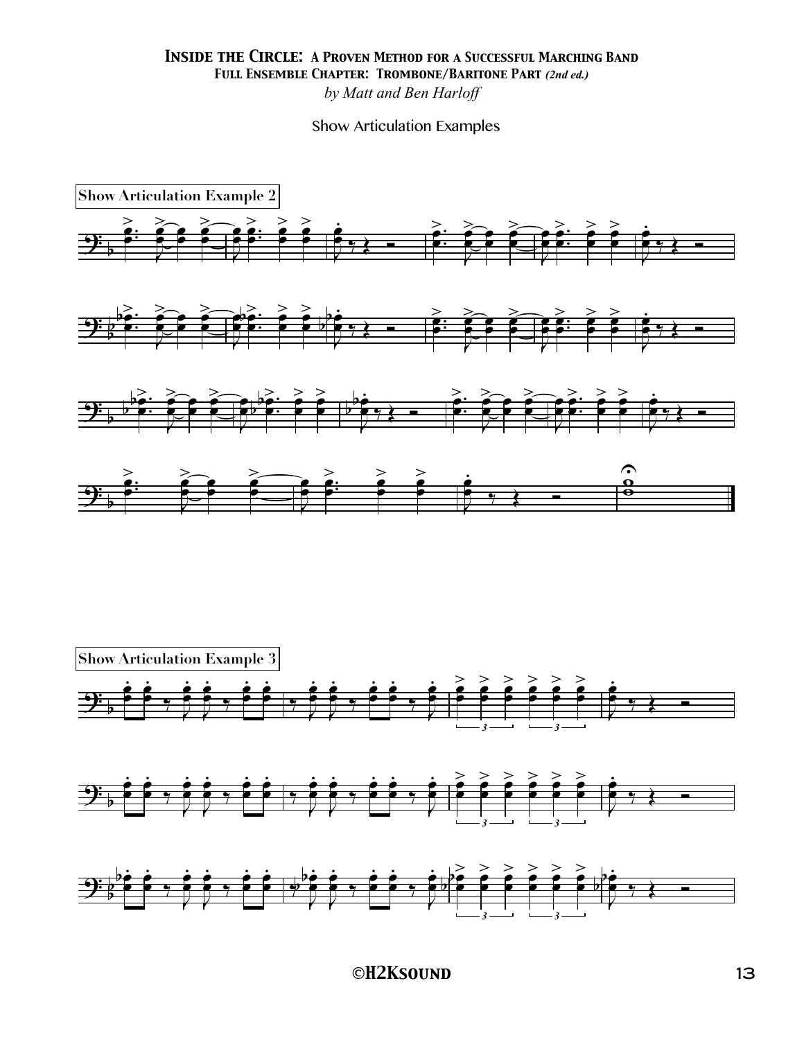**Show Articulation Examples**

**Show Articulation Example 2**

**Show Articulation Example 3**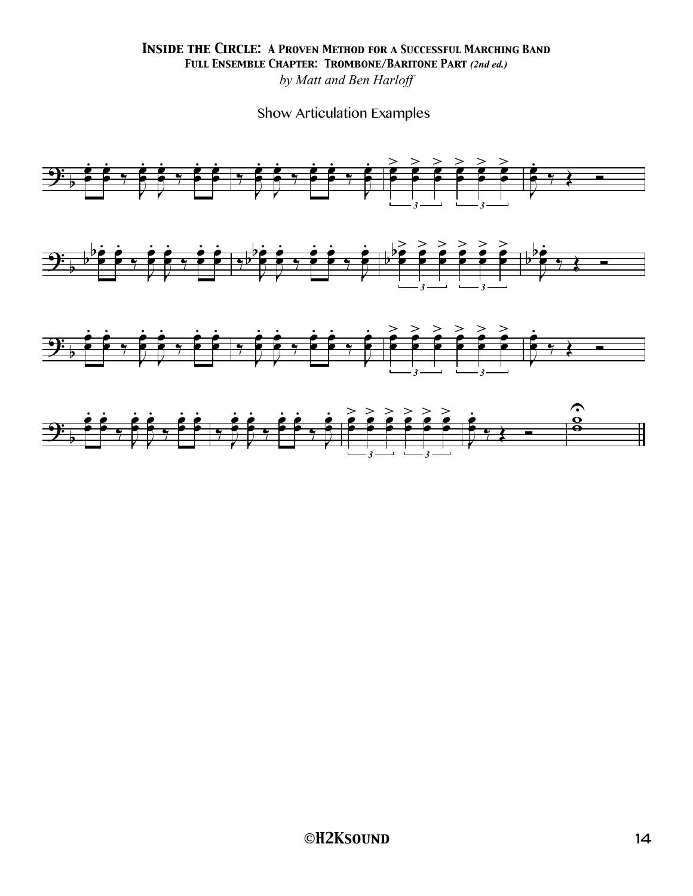**Inside the Circle: A Proven Method for a Successful Marching Band**
**Full Ensemble Chapter: Trombone/Baritone Part** *(2nd ed.)*
*by Matt and Ben Harloff*

Show Articulation Examples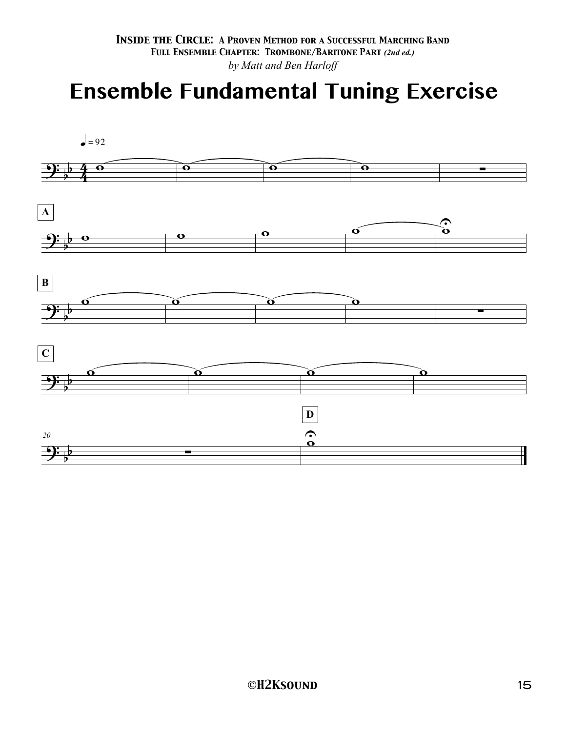*Inside the Circle: A Proven Method for a Successful Marching Band*
**Full Ensemble Chapter: Trombone/Baritone Part** *(2nd ed.)*
*by Matt and Ben Harloff*

# Ensemble Fundamental Tuning Exercise

♩= 92

A

B

C

D

©H2Ksound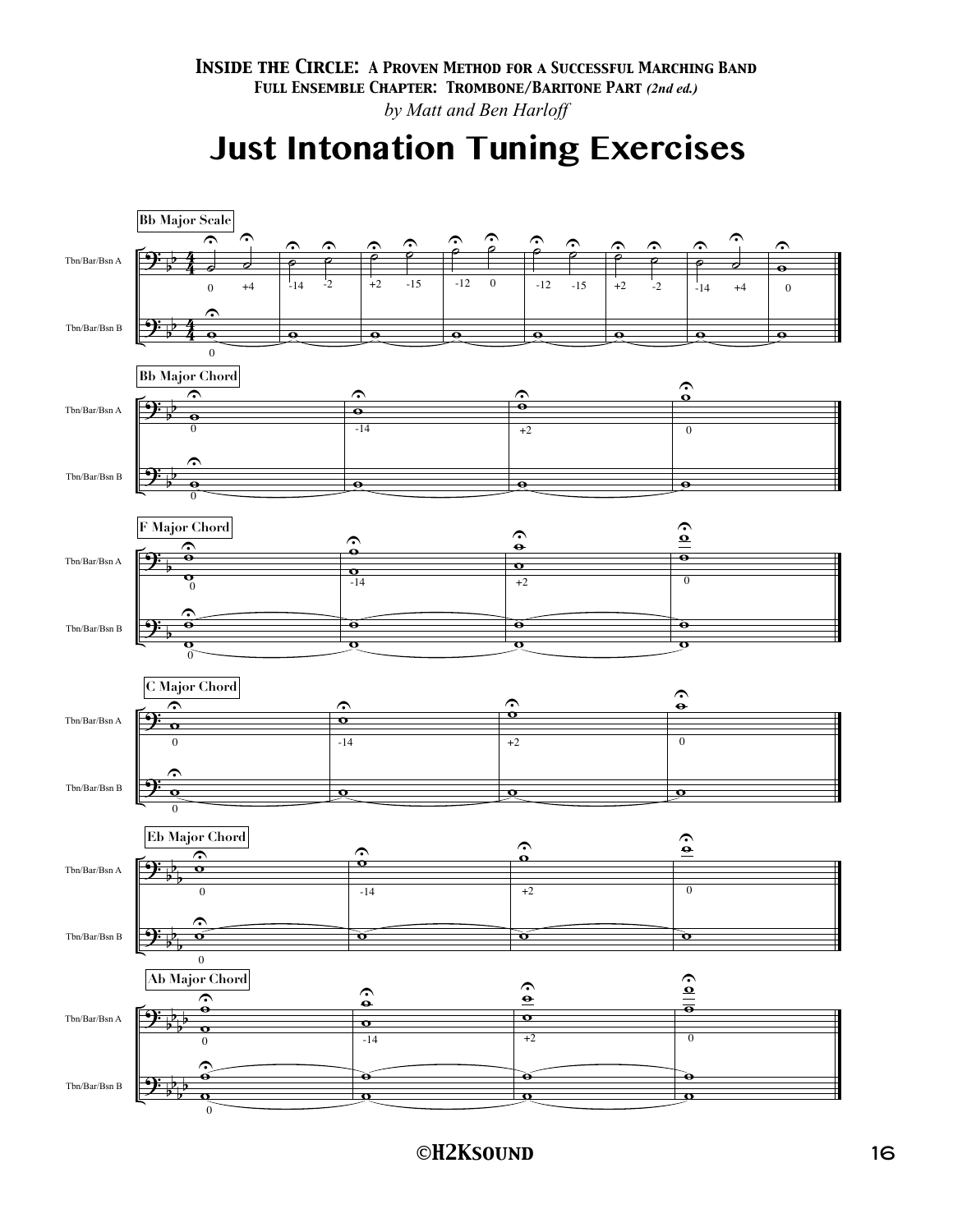# Just Intonation Tuning Exercises

**Bb Major Scale**

**Bb Major Chord**

**F Major Chord**

**C Major Chord**

**Eb Major Chord**

**Ab Major Chord**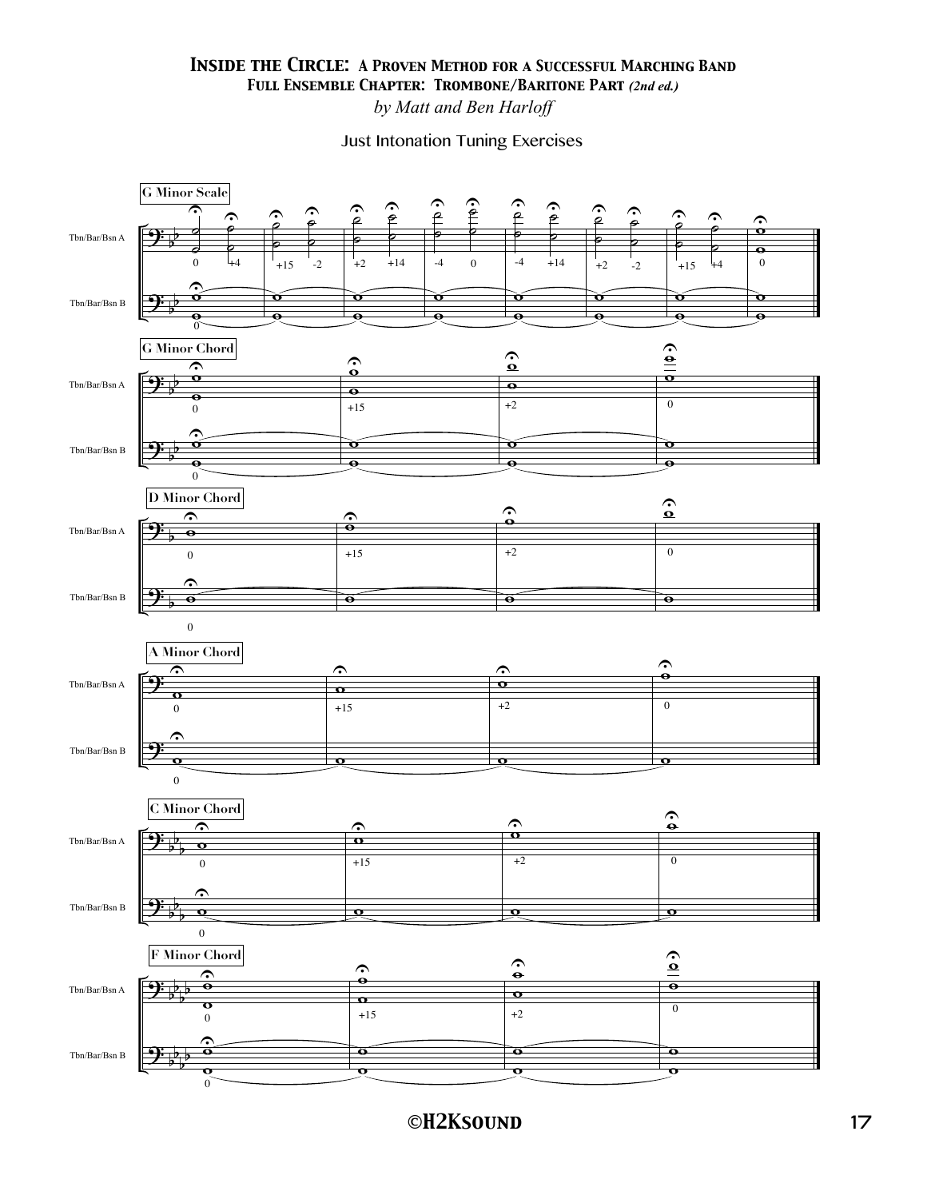# Inside the Circle: A Proven Method for a Successful Marching Band

## Full Ensemble Chapter: Trombone/Baritone Part *(2nd ed.)*

*by Matt and Ben Harloff*

Just Intonation Tuning Exercises

**G Minor Scale**

Tbn/Bar/Bsn A: 0, +4, +15, -2, +2, +14, -4, 0, -4, +14, +2, -2, +15, +4, 0

Tbn/Bar/Bsn B: 0

**G Minor Chord**

Tbn/Bar/Bsn A: 0, +15, +2, 0

Tbn/Bar/Bsn B: 0

**D Minor Chord**

Tbn/Bar/Bsn A: 0, +15, +2, 0

Tbn/Bar/Bsn B: 0

**A Minor Chord**

Tbn/Bar/Bsn A: 0, +15, +2, 0

Tbn/Bar/Bsn B: 0

**C Minor Chord**

Tbn/Bar/Bsn A: 0, +15, +2, 0

Tbn/Bar/Bsn B: 0

**F Minor Chord**

Tbn/Bar/Bsn A: 0, +15, +2, 0

Tbn/Bar/Bsn B: 0

©H2Ksound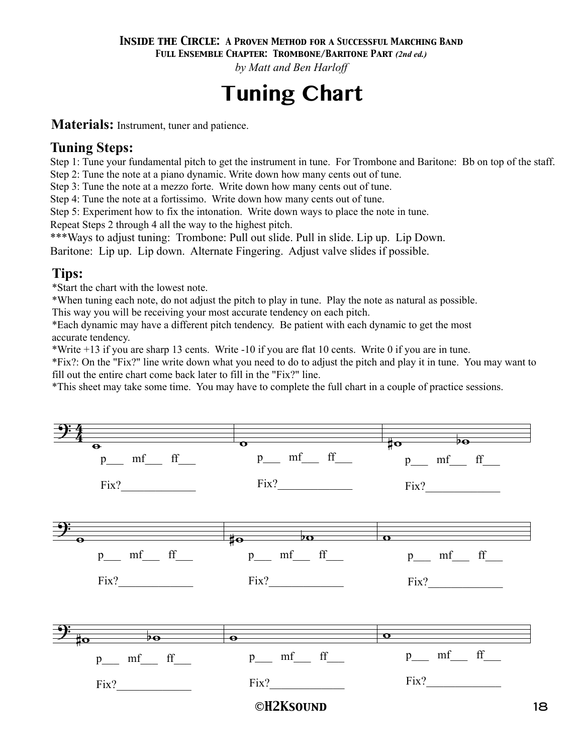# Tuning Chart

**Materials:** Instrument, tuner and patience.

## Tuning Steps:

Step 1: Tune your fundamental pitch to get the instrument in tune. For Trombone and Baritone: Bb on top of the staff.
Step 2: Tune the note at a piano dynamic. Write down how many cents out of tune.
Step 3: Tune the note at a mezzo forte. Write down how many cents out of tune.
Step 4: Tune the note at a fortissimo. Write down how many cents out of tune.
Step 5: Experiment how to fix the intonation. Write down ways to place the note in tune.
Repeat Steps 2 through 4 all the way to the highest pitch.
***Ways to adjust tuning: Trombone: Pull out slide. Pull in slide. Lip up. Lip Down.
Baritone: Lip up. Lip down. Alternate Fingering. Adjust valve slides if possible.

## Tips:

*Start the chart with the lowest note.
*When tuning each note, do not adjust the pitch to play in tune. Play the note as natural as possible. This way you will be receiving your most accurate tendency on each pitch.
*Each dynamic may have a different pitch tendency. Be patient with each dynamic to get the most accurate tendency.
*Write +13 if you are sharp 13 cents. Write -10 if you are flat 10 cents. Write 0 if you are in tune.
*Fix?: On the "Fix?" line write down what you need to do to adjust the pitch and play it in tune. You may want to fill out the entire chart come back later to fill in the "Fix?" line.
*This sheet may take some time. You may have to complete the full chart in a couple of practice sessions.

p___ mf___ ff___

Fix?_____________

p___ mf___ ff___

Fix?_____________

p___ mf___ ff___

Fix?_____________

p___ mf___ ff___

Fix?_____________

p___ mf___ ff___

Fix?_____________

p___ mf___ ff___

Fix?_____________

p___ mf___ ff___

Fix?_____________

p___ mf___ ff___

Fix?_____________

p___ mf___ ff___

Fix?_____________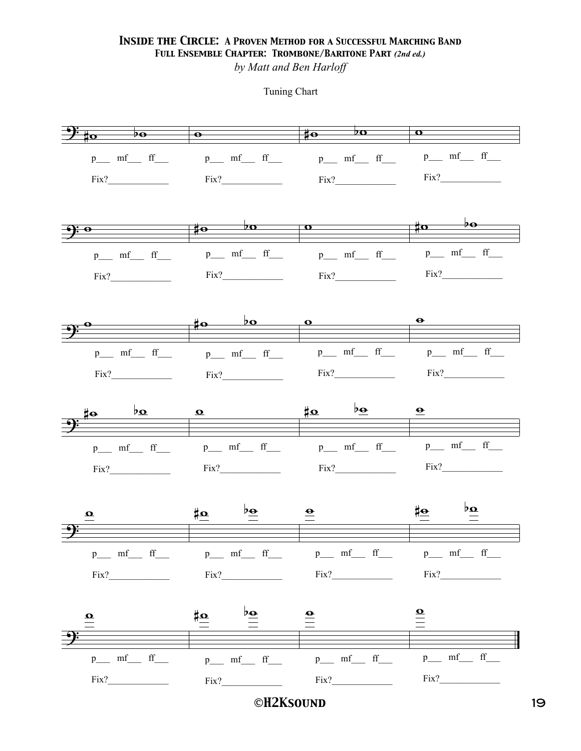# Inside the Circle: A Proven Method for a Successful Marching Band

## Full Ensemble Chapter: Trombone/Baritone Part *(2nd ed.)*

*by Matt and Ben Harloff*

Tuning Chart

p___ mf___ ff___

Fix?____________

p___ mf___ ff___

Fix?____________

p___ mf___ ff___

Fix?____________

p___ mf___ ff___

Fix?____________

p___ mf___ ff___

Fix?____________

p___ mf___ ff___

Fix?____________

p___ mf___ ff___

Fix?____________

p___ mf___ ff___

Fix?____________

p___ mf___ ff___

Fix?____________

p___ mf___ ff___

Fix?____________

p___ mf___ ff___

Fix?____________

p___ mf___ ff___

Fix?____________

p___ mf___ ff___

Fix?____________

p___ mf___ ff___

Fix?____________

p___ mf___ ff___

Fix?____________

p___ mf___ ff___

Fix?____________

p___ mf___ ff___

Fix?____________

p___ mf___ ff___

Fix?____________

p___ mf___ ff___

Fix?____________

p___ mf___ ff___

Fix?____________

p___ mf___ ff___

Fix?____________

p___ mf___ ff___

Fix?____________

p___ mf___ ff___

Fix?____________

p___ mf___ ff___

Fix?____________

©H2Ksound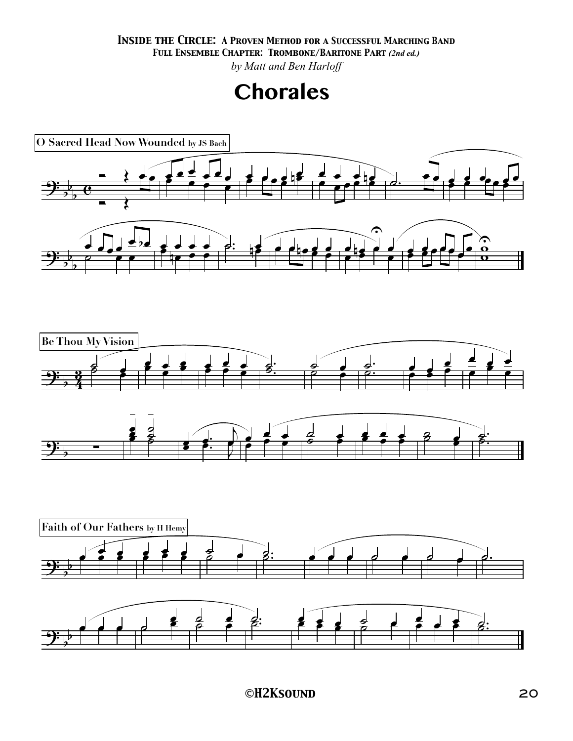*Inside the Circle: A Proven Method for a Successful Marching Band*
*Full Ensemble Chapter: Trombone/Baritone Part (2nd ed.)*
*by Matt and Ben Harloff*

# Chorales

**O Sacred Head Now Wounded** by JS Bach

**Be Thou My Vision**

**Faith of Our Fathers** by H Hemy

©H2Ksound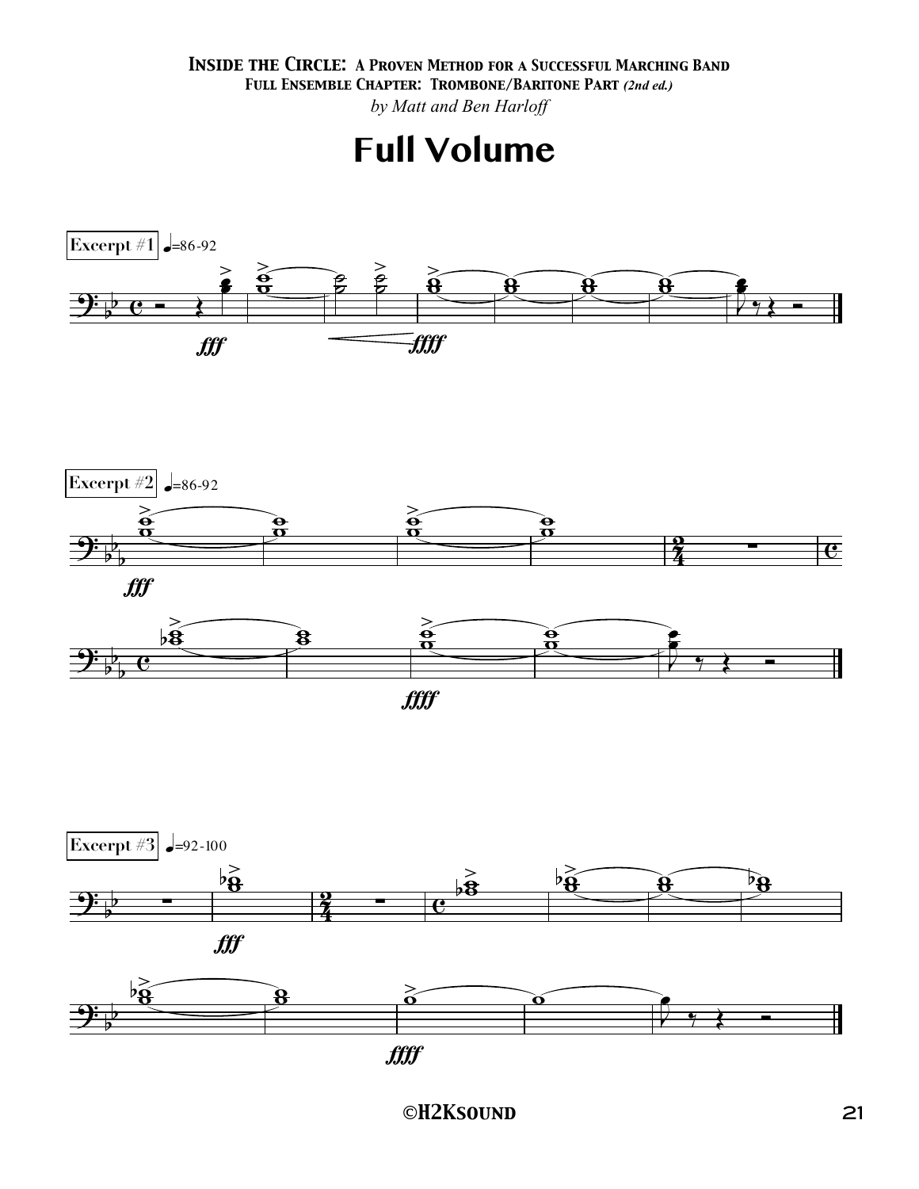# Full Volume

Excerpt #1 ♩=86-92

fff ffff

Excerpt #2 ♩=86-92

fff ffff

Excerpt #3 ♩=92-100

fff ffff